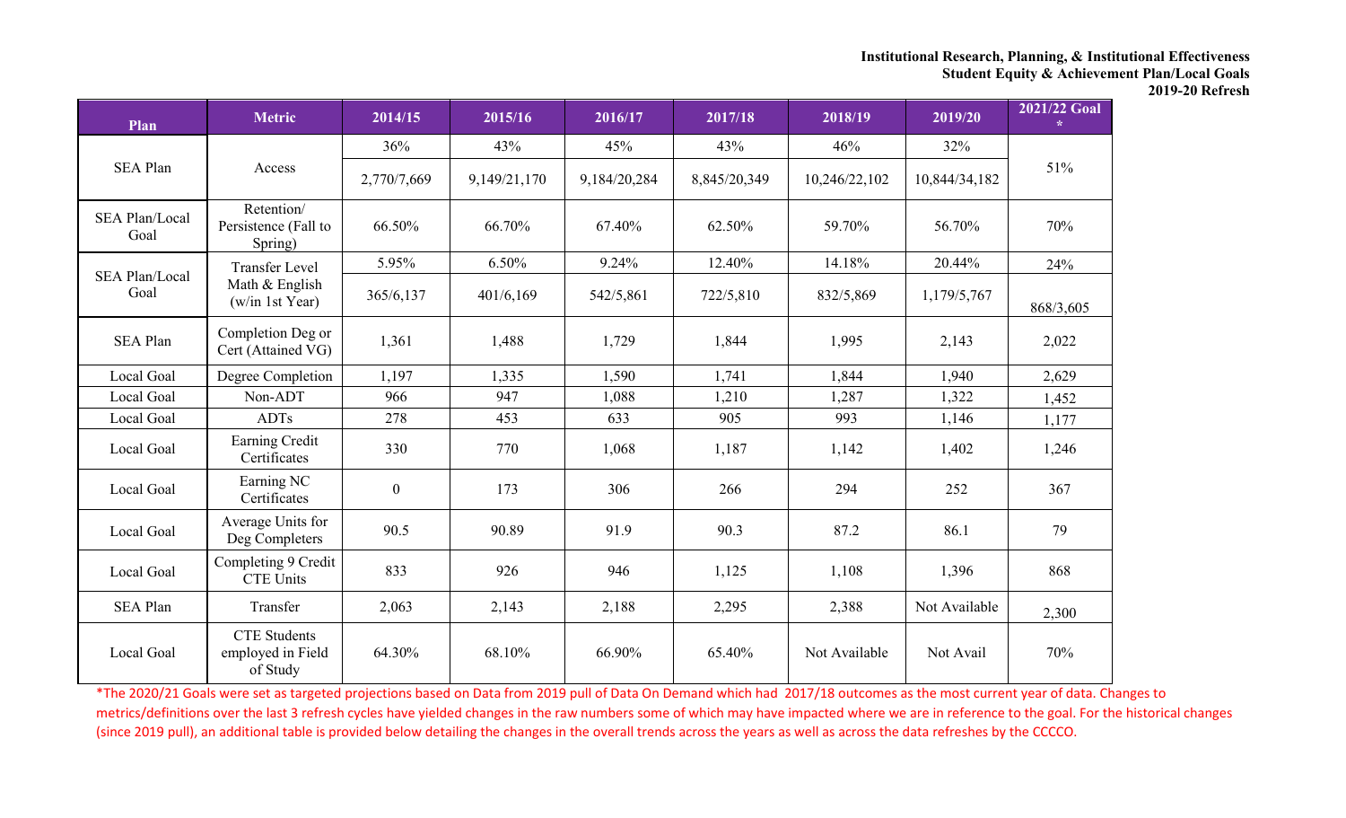**Institutional Research, Planning, & Institutional Effectiveness**
**Student Equity & Achievement Plan/Local Goals**
**2019-20 Refresh**

| Plan | Metric | 2014/15 | 2015/16 | 2016/17 | 2017/18 | 2018/19 | 2019/20 | 2021/22 Goal * |
|---|---|---|---|---|---|---|---|---|
| SEA Plan | Access | 36% | 43% | 45% | 43% | 46% | 32% | 51% |
| | | 2,770/7,669 | 9,149/21,170 | 9,184/20,284 | 8,845/20,349 | 10,246/22,102 | 10,844/34,182 | |
| SEA Plan/Local Goal | Retention/ Persistence (Fall to Spring) | 66.50% | 66.70% | 67.40% | 62.50% | 59.70% | 56.70% | 70% |
| SEA Plan/Local Goal | Transfer Level Math & English (w/in 1st Year) | 5.95% | 6.50% | 9.24% | 12.40% | 14.18% | 20.44% | 24% |
| | | 365/6,137 | 401/6,169 | 542/5,861 | 722/5,810 | 832/5,869 | 1,179/5,767 | 868/3,605 |
| SEA Plan | Completion Deg or Cert (Attained VG) | 1,361 | 1,488 | 1,729 | 1,844 | 1,995 | 2,143 | 2,022 |
| Local Goal | Degree Completion | 1,197 | 1,335 | 1,590 | 1,741 | 1,844 | 1,940 | 2,629 |
| Local Goal | Non-ADT | 966 | 947 | 1,088 | 1,210 | 1,287 | 1,322 | 1,452 |
| Local Goal | ADTs | 278 | 453 | 633 | 905 | 993 | 1,146 | 1,177 |
| Local Goal | Earning Credit Certificates | 330 | 770 | 1,068 | 1,187 | 1,142 | 1,402 | 1,246 |
| Local Goal | Earning NC Certificates | 0 | 173 | 306 | 266 | 294 | 252 | 367 |
| Local Goal | Average Units for Deg Completers | 90.5 | 90.89 | 91.9 | 90.3 | 87.2 | 86.1 | 79 |
| Local Goal | Completing 9 Credit CTE Units | 833 | 926 | 946 | 1,125 | 1,108 | 1,396 | 868 |
| SEA Plan | Transfer | 2,063 | 2,143 | 2,188 | 2,295 | 2,388 | Not Available | 2,300 |
| Local Goal | CTE Students employed in Field of Study | 64.30% | 68.10% | 66.90% | 65.40% | Not Available | Not Avail | 70% |

*The 2020/21 Goals were set as targeted projections based on Data from 2019 pull of Data On Demand which had 2017/18 outcomes as the most current year of data. Changes to metrics/definitions over the last 3 refresh cycles have yielded changes in the raw numbers some of which may have impacted where we are in reference to the goal. For the historical changes (since 2019 pull), an additional table is provided below detailing the changes in the overall trends across the years as well as across the data refreshes by the CCCCO.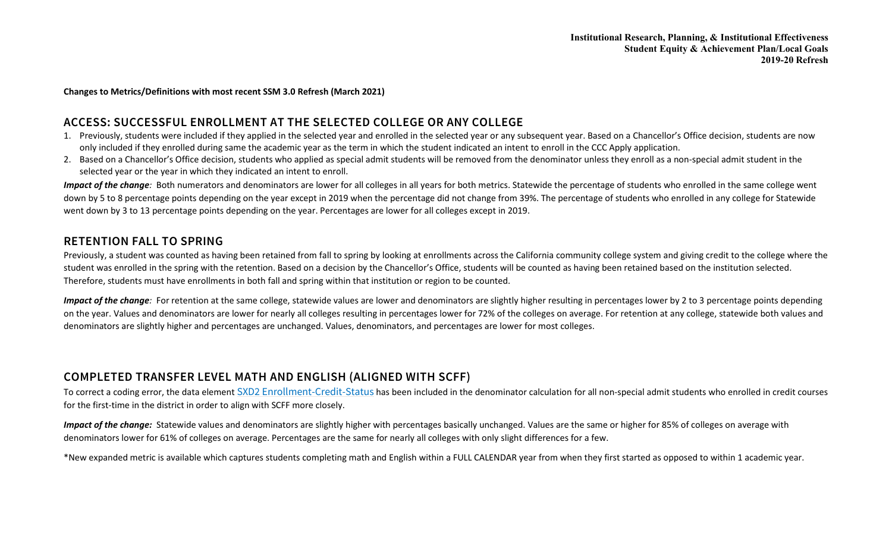**Changes to Metrics/Definitions with most recent SSM 3.0 Refresh (March 2021)**

## ACCESS: SUCCESSFUL ENROLLMENT AT THE SELECTED COLLEGE OR ANY COLLEGE

1. Previously, students were included if they applied in the selected year and enrolled in the selected year or any subsequent year. Based on a Chancellor's Office decision, students are now only included if they enrolled during same the academic year as the term in which the student indicated an intent to enroll in the CCC Apply application.
2. Based on a Chancellor's Office decision, students who applied as special admit students will be removed from the denominator unless they enroll as a non-special admit student in the selected year or the year in which they indicated an intent to enroll.

***Impact of the change****:* Both numerators and denominators are lower for all colleges in all years for both metrics. Statewide the percentage of students who enrolled in the same college went down by 5 to 8 percentage points depending on the year except in 2019 when the percentage did not change from 39%. The percentage of students who enrolled in any college for Statewide went down by 3 to 13 percentage points depending on the year. Percentages are lower for all colleges except in 2019.

## RETENTION FALL TO SPRING

Previously, a student was counted as having been retained from fall to spring by looking at enrollments across the California community college system and giving credit to the college where the student was enrolled in the spring with the retention. Based on a decision by the Chancellor's Office, students will be counted as having been retained based on the institution selected. Therefore, students must have enrollments in both fall and spring within that institution or region to be counted.

***Impact of the change****:* For retention at the same college, statewide values are lower and denominators are slightly higher resulting in percentages lower by 2 to 3 percentage points depending on the year. Values and denominators are lower for nearly all colleges resulting in percentages lower for 72% of the colleges on average. For retention at any college, statewide both values and denominators are slightly higher and percentages are unchanged. Values, denominators, and percentages are lower for most colleges.

## COMPLETED TRANSFER LEVEL MATH AND ENGLISH (ALIGNED WITH SCFF)

To correct a coding error, the data element SXD2 Enrollment-Credit-Status has been included in the denominator calculation for all non-special admit students who enrolled in credit courses for the first-time in the district in order to align with SCFF more closely.

***Impact of the change:*** Statewide values and denominators are slightly higher with percentages basically unchanged. Values are the same or higher for 85% of colleges on average with denominators lower for 61% of colleges on average. Percentages are the same for nearly all colleges with only slight differences for a few.

*New expanded metric is available which captures students completing math and English within a FULL CALENDAR year from when they first started as opposed to within 1 academic year.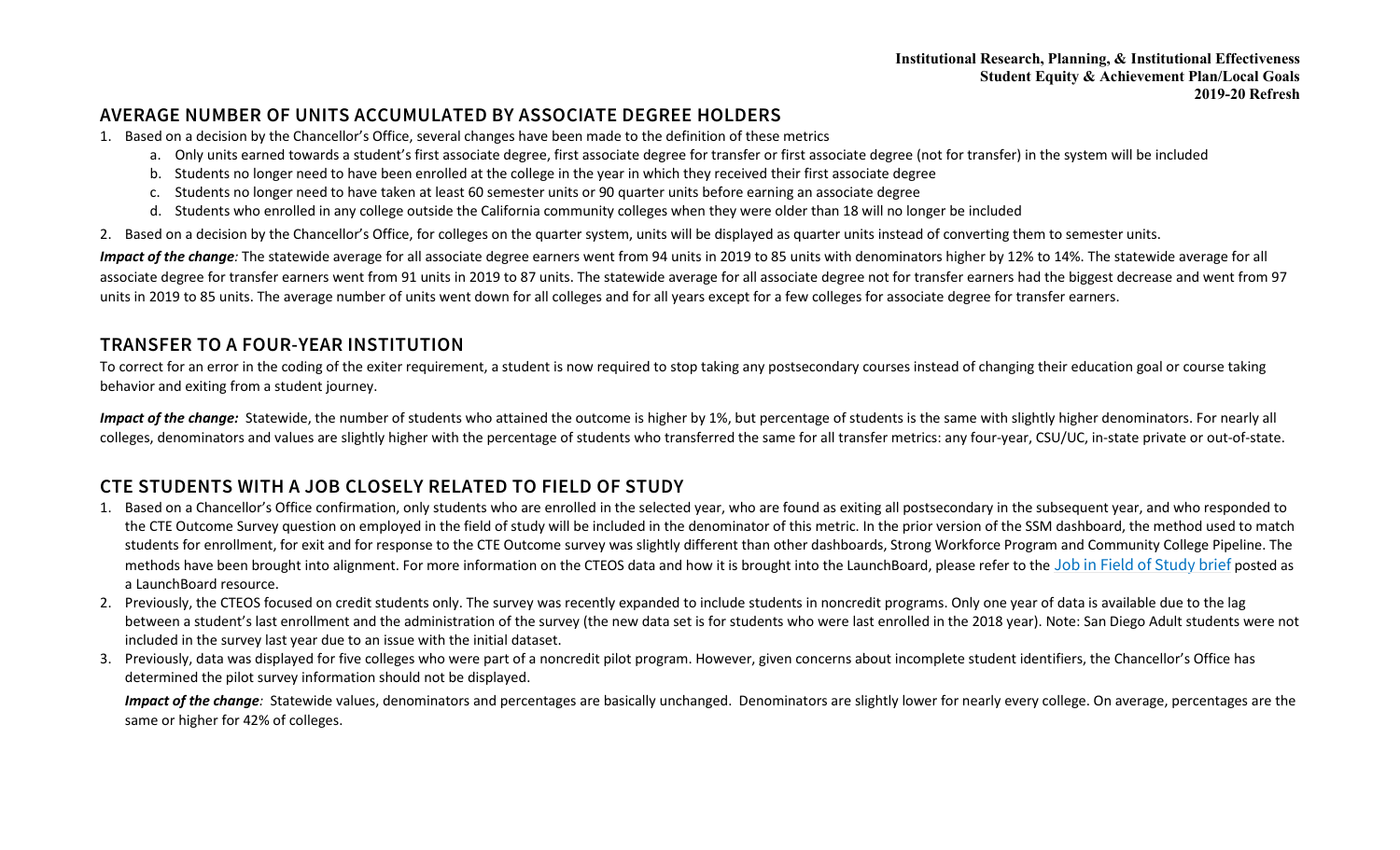## AVERAGE NUMBER OF UNITS ACCUMULATED BY ASSOCIATE DEGREE HOLDERS

1. Based on a decision by the Chancellor's Office, several changes have been made to the definition of these metrics
    a. Only units earned towards a student's first associate degree, first associate degree for transfer or first associate degree (not for transfer) in the system will be included
    b. Students no longer need to have been enrolled at the college in the year in which they received their first associate degree
    c. Students no longer need to have taken at least 60 semester units or 90 quarter units before earning an associate degree
    d. Students who enrolled in any college outside the California community colleges when they were older than 18 will no longer be included
2. Based on a decision by the Chancellor's Office, for colleges on the quarter system, units will be displayed as quarter units instead of converting them to semester units.

***Impact of the change**:* The statewide average for all associate degree earners went from 94 units in 2019 to 85 units with denominators higher by 12% to 14%. The statewide average for all associate degree for transfer earners went from 91 units in 2019 to 87 units. The statewide average for all associate degree not for transfer earners had the biggest decrease and went from 97 units in 2019 to 85 units. The average number of units went down for all colleges and for all years except for a few colleges for associate degree for transfer earners.

## TRANSFER TO A FOUR-YEAR INSTITUTION

To correct for an error in the coding of the exiter requirement, a student is now required to stop taking any postsecondary courses instead of changing their education goal or course taking behavior and exiting from a student journey.

***Impact of the change:*** Statewide, the number of students who attained the outcome is higher by 1%, but percentage of students is the same with slightly higher denominators. For nearly all colleges, denominators and values are slightly higher with the percentage of students who transferred the same for all transfer metrics: any four-year, CSU/UC, in-state private or out-of-state.

## CTE STUDENTS WITH A JOB CLOSELY RELATED TO FIELD OF STUDY

1. Based on a Chancellor's Office confirmation, only students who are enrolled in the selected year, who are found as exiting all postsecondary in the subsequent year, and who responded to the CTE Outcome Survey question on employed in the field of study will be included in the denominator of this metric. In the prior version of the SSM dashboard, the method used to match students for enrollment, for exit and for response to the CTE Outcome survey was slightly different than other dashboards, Strong Workforce Program and Community College Pipeline. The methods have been brought into alignment. For more information on the CTEOS data and how it is brought into the LaunchBoard, please refer to the Job in Field of Study brief posted as a LaunchBoard resource.
2. Previously, the CTEOS focused on credit students only. The survey was recently expanded to include students in noncredit programs. Only one year of data is available due to the lag between a student's last enrollment and the administration of the survey (the new data set is for students who were last enrolled in the 2018 year). Note: San Diego Adult students were not included in the survey last year due to an issue with the initial dataset.
3. Previously, data was displayed for five colleges who were part of a noncredit pilot program. However, given concerns about incomplete student identifiers, the Chancellor's Office has determined the pilot survey information should not be displayed.

***Impact of the change**:* Statewide values, denominators and percentages are basically unchanged. Denominators are slightly lower for nearly every college. On average, percentages are the same or higher for 42% of colleges.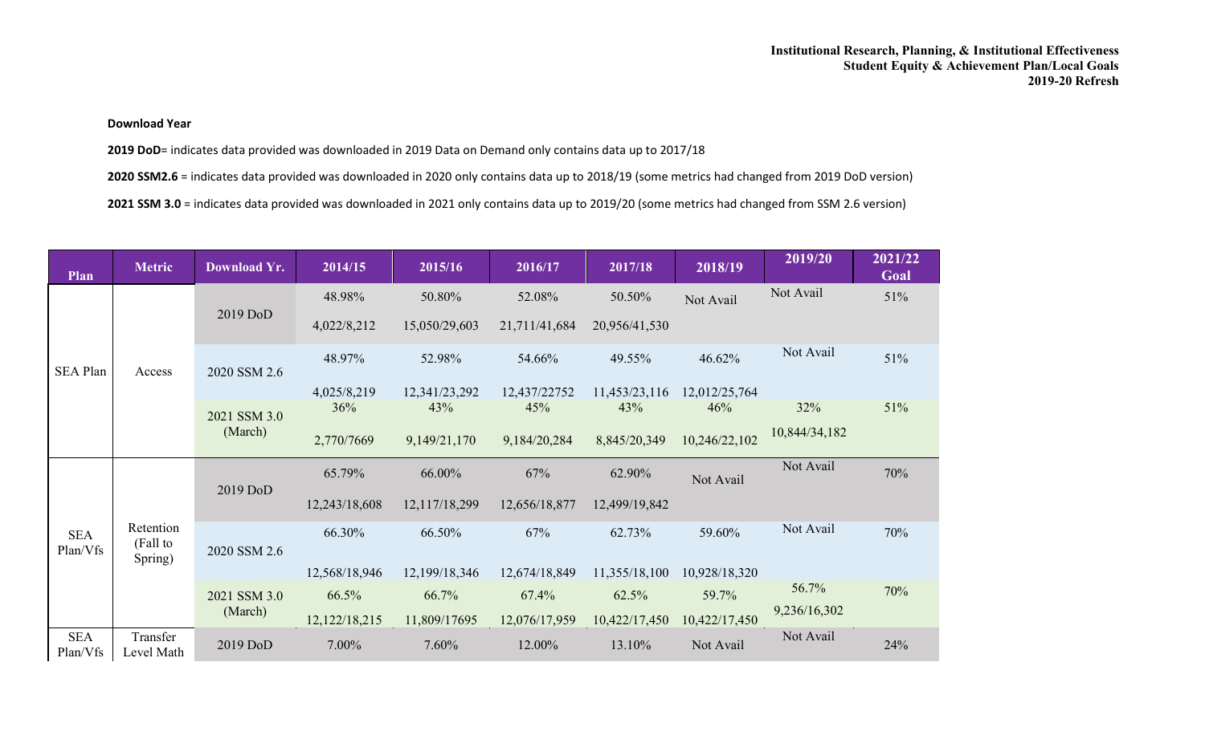**Institutional Research, Planning, & Institutional Effectiveness**
**Student Equity & Achievement Plan/Local Goals**
**2019-20 Refresh**

**Download Year**

**2019 DoD**= indicates data provided was downloaded in 2019 Data on Demand only contains data up to 2017/18

**2020 SSM2.6** = indicates data provided was downloaded in 2020 only contains data up to 2018/19 (some metrics had changed from 2019 DoD version)

**2021 SSM 3.0** = indicates data provided was downloaded in 2021 only contains data up to 2019/20 (some metrics had changed from SSM 2.6 version)

| Plan | Metric | Download Yr. | 2014/15 | 2015/16 | 2016/17 | 2017/18 | 2018/19 | 2019/20 | 2021/22 Goal |
|---|---|---|---|---|---|---|---|---|---|
| SEA Plan | Access | 2019 DoD | 48.98%<br>4,022/8,212 | 50.80%<br>15,050/29,603 | 52.08%<br>21,711/41,684 | 50.50%<br>20,956/41,530 | Not Avail | Not Avail | 51% |
| | | 2020 SSM 2.6 | 48.97%<br>4,025/8,219 | 52.98%<br>12,341/23,292 | 54.66%<br>12,437/22752 | 49.55%<br>11,453/23,116 | 46.62%<br>12,012/25,764 | Not Avail | 51% |
| | | 2021 SSM 3.0 (March) | 36%<br>2,770/7669 | 43%<br>9,149/21,170 | 45%<br>9,184/20,284 | 43%<br>8,845/20,349 | 46%<br>10,246/22,102 | 32%<br>10,844/34,182 | 51% |
| SEA Plan/Vfs | Retention (Fall to Spring) | 2019 DoD | 65.79%<br>12,243/18,608 | 66.00%<br>12,117/18,299 | 67%<br>12,656/18,877 | 62.90%<br>12,499/19,842 | Not Avail | Not Avail | 70% |
| | | 2020 SSM 2.6 | 66.30%<br>12,568/18,946 | 66.50%<br>12,199/18,346 | 67%<br>12,674/18,849 | 62.73%<br>11,355/18,100 | 59.60%<br>10,928/18,320 | Not Avail | 70% |
| | | 2021 SSM 3.0 (March) | 66.5%<br>12,122/18,215 | 66.7%<br>11,809/17695 | 67.4%<br>12,076/17,959 | 62.5%<br>10,422/17,450 | 59.7%<br>10,422/17,450 | 56.7%<br>9,236/16,302 | 70% |
| SEA Plan/Vfs | Transfer Level Math | 2019 DoD | 7.00% | 7.60% | 12.00% | 13.10% | Not Avail | Not Avail | 24% |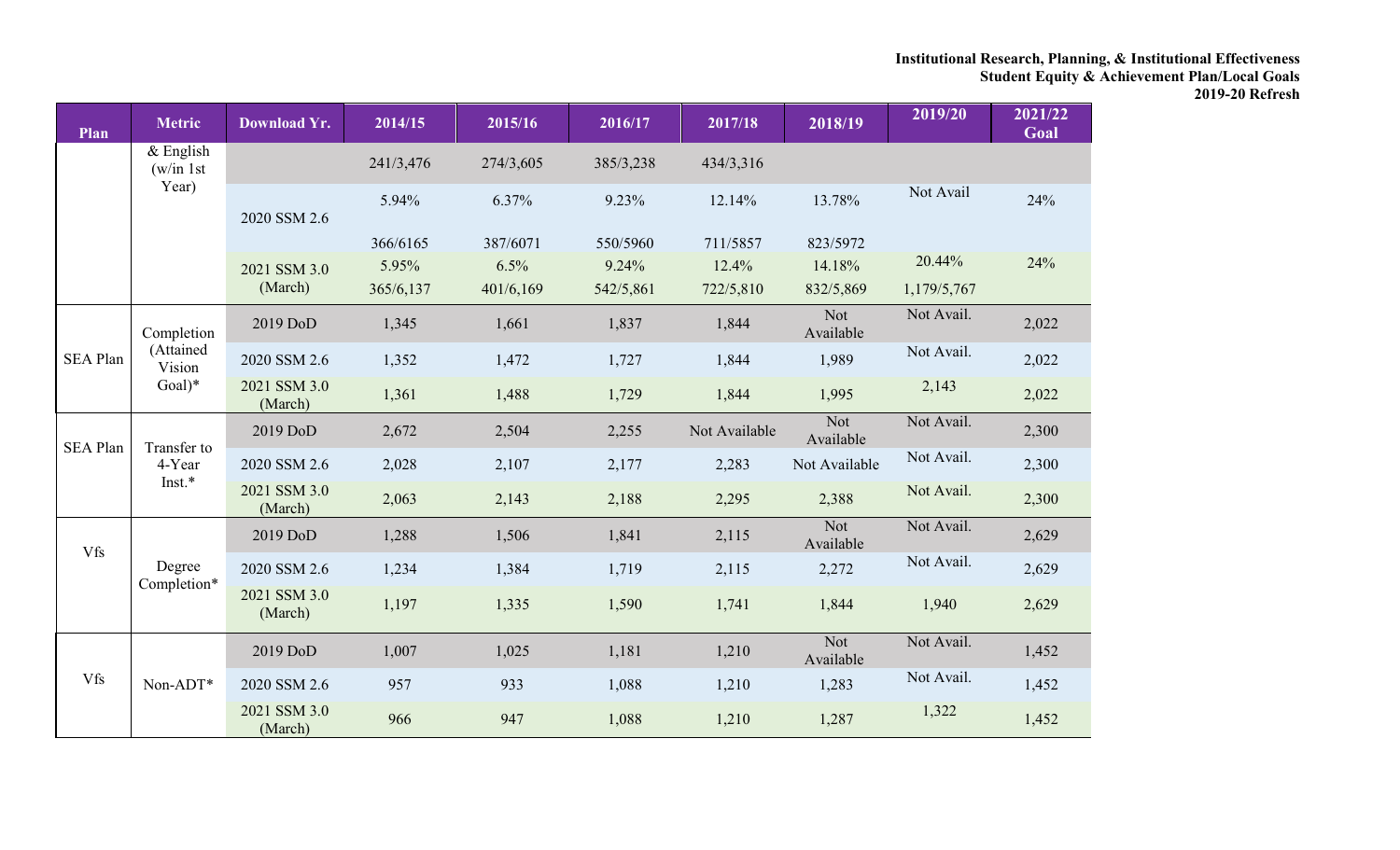**Institutional Research, Planning, & Institutional Effectiveness**
**Student Equity & Achievement Plan/Local Goals**
**2019-20 Refresh**

| Plan | Metric | Download Yr. | 2014/15 | 2015/16 | 2016/17 | 2017/18 | 2018/19 | 2019/20 | 2021/22 Goal |
|---|---|---|---|---|---|---|---|---|---|
| | & English (w/in 1st Year) | | 241/3,476 | 274/3,605 | 385/3,238 | 434/3,316 | | | |
| | | 2020 SSM 2.6 | 5.94% 366/6165 | 6.37% 387/6071 | 9.23% 550/5960 | 12.14% 711/5857 | 13.78% 823/5972 | Not Avail | 24% |
| | | 2021 SSM 3.0 (March) | 5.95% 365/6,137 | 6.5% 401/6,169 | 9.24% 542/5,861 | 12.4% 722/5,810 | 14.18% 832/5,869 | 20.44% 1,179/5,767 | 24% |
| SEA Plan | Completion (Attained Vision Goal)* | 2019 DoD | 1,345 | 1,661 | 1,837 | 1,844 | Not Available | Not Avail. | 2,022 |
| | | 2020 SSM 2.6 | 1,352 | 1,472 | 1,727 | 1,844 | 1,989 | Not Avail. | 2,022 |
| | | 2021 SSM 3.0 (March) | 1,361 | 1,488 | 1,729 | 1,844 | 1,995 | 2,143 | 2,022 |
| SEA Plan | Transfer to 4-Year Inst.* | 2019 DoD | 2,672 | 2,504 | 2,255 | Not Available | Not Available | Not Avail. | 2,300 |
| | | 2020 SSM 2.6 | 2,028 | 2,107 | 2,177 | 2,283 | Not Available | Not Avail. | 2,300 |
| | | 2021 SSM 3.0 (March) | 2,063 | 2,143 | 2,188 | 2,295 | 2,388 | Not Avail. | 2,300 |
| Vfs | Degree Completion* | 2019 DoD | 1,288 | 1,506 | 1,841 | 2,115 | Not Available | Not Avail. | 2,629 |
| | | 2020 SSM 2.6 | 1,234 | 1,384 | 1,719 | 2,115 | 2,272 | Not Avail. | 2,629 |
| | | 2021 SSM 3.0 (March) | 1,197 | 1,335 | 1,590 | 1,741 | 1,844 | 1,940 | 2,629 |
| Vfs | Non-ADT* | 2019 DoD | 1,007 | 1,025 | 1,181 | 1,210 | Not Available | Not Avail. | 1,452 |
| | | 2020 SSM 2.6 | 957 | 933 | 1,088 | 1,210 | 1,283 | Not Avail. | 1,452 |
| | | 2021 SSM 3.0 (March) | 966 | 947 | 1,088 | 1,210 | 1,287 | 1,322 | 1,452 |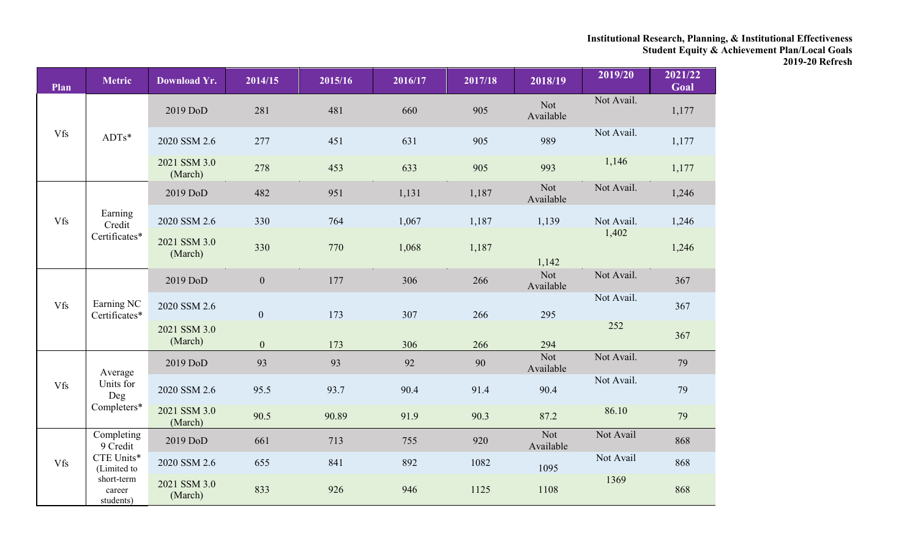**Institutional Research, Planning, & Institutional Effectiveness**
**Student Equity & Achievement Plan/Local Goals**
**2019-20 Refresh**

| Plan | Metric | Download Yr. | 2014/15 | 2015/16 | 2016/17 | 2017/18 | 2018/19 | 2019/20 | 2021/22 Goal |
|---|---|---|---|---|---|---|---|---|---|
| Vfs | ADTs* | 2019 DoD | 281 | 481 | 660 | 905 | Not Available | Not Avail. | 1,177 |
| | | 2020 SSM 2.6 | 277 | 451 | 631 | 905 | 989 | Not Avail. | 1,177 |
| | | 2021 SSM 3.0 (March) | 278 | 453 | 633 | 905 | 993 | 1,146 | 1,177 |
| Vfs | Earning Credit Certificates* | 2019 DoD | 482 | 951 | 1,131 | 1,187 | Not Available | Not Avail. | 1,246 |
| | | 2020 SSM 2.6 | 330 | 764 | 1,067 | 1,187 | 1,139 | Not Avail. | 1,246 |
| | | 2021 SSM 3.0 (March) | 330 | 770 | 1,068 | 1,187 | 1,142 | 1,402 | 1,246 |
| Vfs | Earning NC Certificates* | 2019 DoD | 0 | 177 | 306 | 266 | Not Available | Not Avail. | 367 |
| | | 2020 SSM 2.6 | 0 | 173 | 307 | 266 | 295 | Not Avail. | 367 |
| | | 2021 SSM 3.0 (March) | 0 | 173 | 306 | 266 | 294 | 252 | 367 |
| Vfs | Average Units for Deg Completers* | 2019 DoD | 93 | 93 | 92 | 90 | Not Available | Not Avail. | 79 |
| | | 2020 SSM 2.6 | 95.5 | 93.7 | 90.4 | 91.4 | 90.4 | Not Avail. | 79 |
| | | 2021 SSM 3.0 (March) | 90.5 | 90.89 | 91.9 | 90.3 | 87.2 | 86.10 | 79 |
| Vfs | Completing 9 Credit CTE Units* (Limited to short-term career students) | 2019 DoD | 661 | 713 | 755 | 920 | Not Available | Not Avail | 868 |
| | | 2020 SSM 2.6 | 655 | 841 | 892 | 1082 | 1095 | Not Avail | 868 |
| | | 2021 SSM 3.0 (March) | 833 | 926 | 946 | 1125 | 1108 | 1369 | 868 |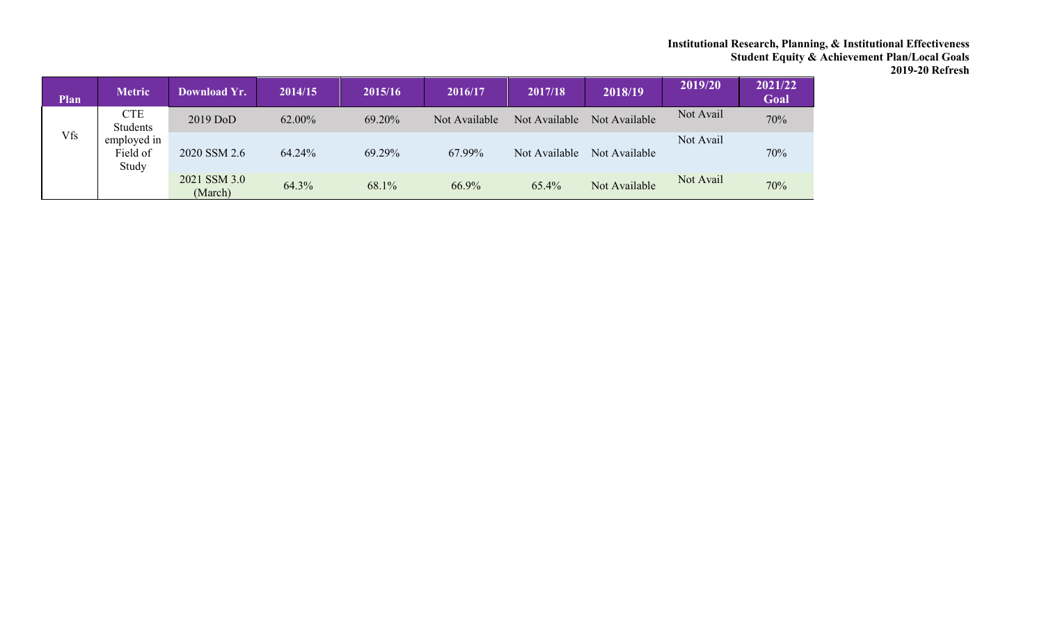**Institutional Research, Planning, & Institutional Effectiveness**
**Student Equity & Achievement Plan/Local Goals**
**2019-20 Refresh**

| Plan | Metric | Download Yr. | 2014/15 | 2015/16 | 2016/17 | 2017/18 | 2018/19 | 2019/20 | 2021/22 Goal |
|---|---|---|---|---|---|---|---|---|---|
| Vfs | CTE Students employed in Field of Study | 2019 DoD | 62.00% | 69.20% | Not Available | Not Available | Not Available | Not Avail | 70% |
| | | 2020 SSM 2.6 | 64.24% | 69.29% | 67.99% | Not Available | Not Available | Not Avail | 70% |
| | | 2021 SSM 3.0 (March) | 64.3% | 68.1% | 66.9% | 65.4% | Not Available | Not Avail | 70% |